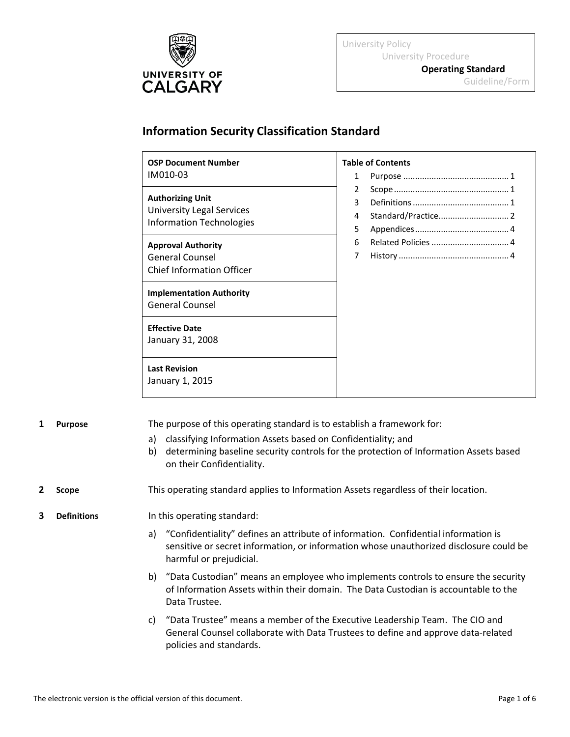University Policy
University Procedure
**Operating Standard**
Guideline/Form

# Information Security Classification Standard

| | |
|---|---|
| **OSP Document Number**<br>IM010-03 | **Table of Contents**<br>1 Purpose ... 1<br>2 Scope ... 1<br>3 Definitions ... 1<br>4 Standard/Practice ... 2<br>5 Appendices ... 4<br>6 Related Policies ... 4<br>7 History ... 4 |
| **Authorizing Unit**<br>University Legal Services<br>Information Technologies | |
| **Approval Authority**<br>General Counsel<br>Chief Information Officer | |
| **Implementation Authority**<br>General Counsel | |
| **Effective Date**<br>January 31, 2008 | |
| **Last Revision**<br>January 1, 2015 | |

## 1 Purpose

The purpose of this operating standard is to establish a framework for:

a) classifying Information Assets based on Confidentiality; and
b) determining baseline security controls for the protection of Information Assets based on their Confidentiality.

## 2 Scope

This operating standard applies to Information Assets regardless of their location.

## 3 Definitions

In this operating standard:

a) "Confidentiality" defines an attribute of information. Confidential information is sensitive or secret information, or information whose unauthorized disclosure could be harmful or prejudicial.

b) "Data Custodian" means an employee who implements controls to ensure the security of Information Assets within their domain. The Data Custodian is accountable to the Data Trustee.

c) "Data Trustee" means a member of the Executive Leadership Team. The CIO and General Counsel collaborate with Data Trustees to define and approve data-related policies and standards.

The electronic version is the official version of this document.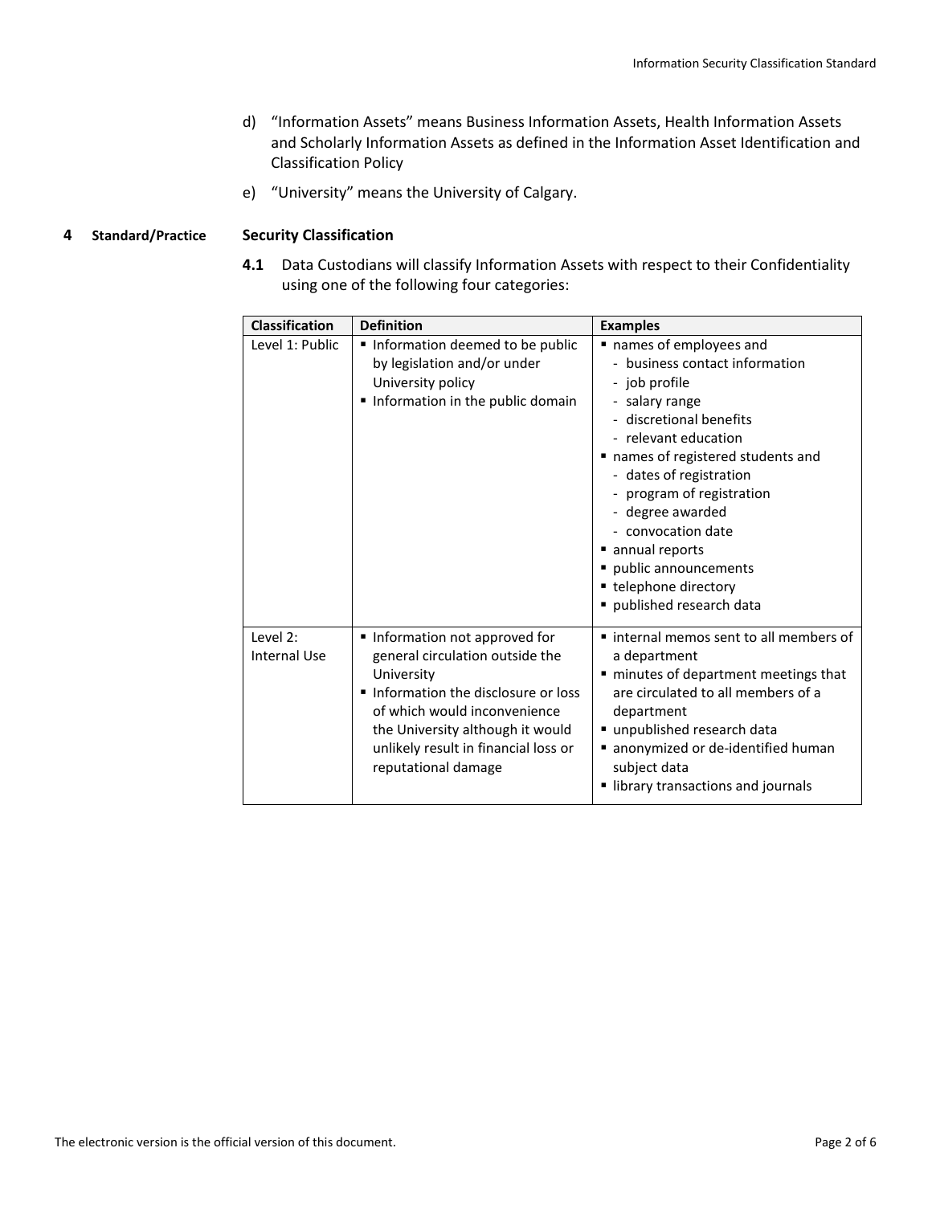d) "Information Assets" means Business Information Assets, Health Information Assets and Scholarly Information Assets as defined in the Information Asset Identification and Classification Policy

e) "University" means the University of Calgary.

## 4 Standard/Practice — Security Classification

**4.1** Data Custodians will classify Information Assets with respect to their Confidentiality using one of the following four categories:

| Classification | Definition | Examples |
|---|---|---|
| Level 1: Public | ▪ Information deemed to be public by legislation and/or under University policy<br>▪ Information in the public domain | ▪ names of employees and<br>- business contact information<br>- job profile<br>- salary range<br>- discretional benefits<br>- relevant education<br>▪ names of registered students and<br>- dates of registration<br>- program of registration<br>- degree awarded<br>- convocation date<br>▪ annual reports<br>▪ public announcements<br>▪ telephone directory<br>▪ published research data |
| Level 2: Internal Use | ▪ Information not approved for general circulation outside the University<br>▪ Information the disclosure or loss of which would inconvenience the University although it would unlikely result in financial loss or reputational damage | ▪ internal memos sent to all members of a department<br>▪ minutes of department meetings that are circulated to all members of a department<br>▪ unpublished research data<br>▪ anonymized or de-identified human subject data<br>▪ library transactions and journals |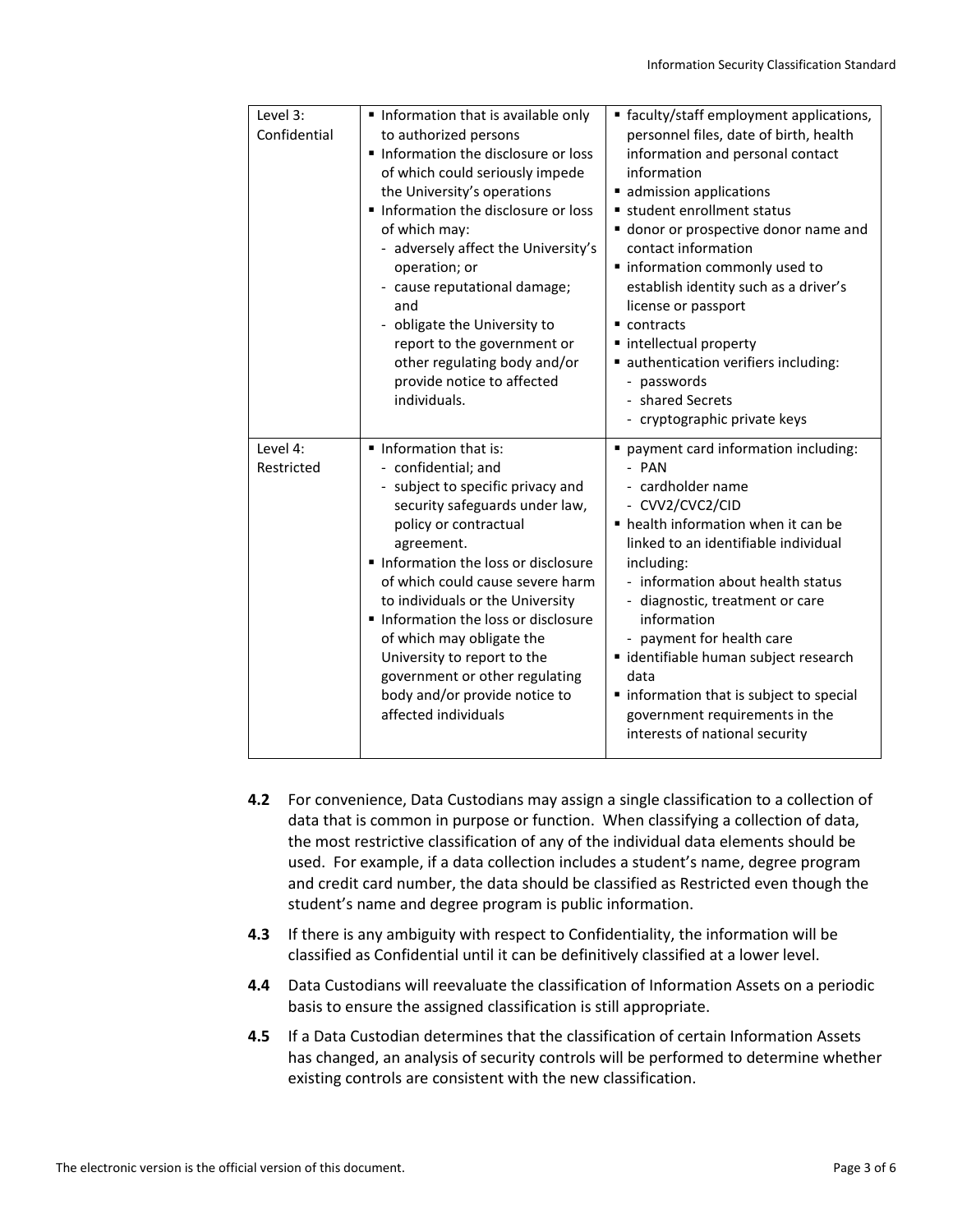| | | |
|---|---|---|
| Level 3: Confidential | ▪ Information that is available only to authorized persons<br>▪ Information the disclosure or loss of which could seriously impede the University's operations<br>▪ Information the disclosure or loss of which may:<br>- adversely affect the University's operation; or<br>- cause reputational damage; and<br>- obligate the University to report to the government or other regulating body and/or provide notice to affected individuals. | ▪ faculty/staff employment applications, personnel files, date of birth, health information and personal contact information<br>▪ admission applications<br>▪ student enrollment status<br>▪ donor or prospective donor name and contact information<br>▪ information commonly used to establish identity such as a driver's license or passport<br>▪ contracts<br>▪ intellectual property<br>▪ authentication verifiers including:<br>- passwords<br>- shared Secrets<br>- cryptographic private keys |
| Level 4: Restricted | ▪ Information that is:<br>- confidential; and<br>- subject to specific privacy and security safeguards under law, policy or contractual agreement.<br>▪ Information the loss or disclosure of which could cause severe harm to individuals or the University<br>▪ Information the loss or disclosure of which may obligate the University to report to the government or other regulating body and/or provide notice to affected individuals | ▪ payment card information including:<br>- PAN<br>- cardholder name<br>- CVV2/CVC2/CID<br>▪ health information when it can be linked to an identifiable individual including:<br>- information about health status<br>- diagnostic, treatment or care information<br>- payment for health care<br>▪ identifiable human subject research data<br>▪ information that is subject to special government requirements in the interests of national security |

**4.2** For convenience, Data Custodians may assign a single classification to a collection of data that is common in purpose or function. When classifying a collection of data, the most restrictive classification of any of the individual data elements should be used. For example, if a data collection includes a student's name, degree program and credit card number, the data should be classified as Restricted even though the student's name and degree program is public information.

**4.3** If there is any ambiguity with respect to Confidentiality, the information will be classified as Confidential until it can be definitively classified at a lower level.

**4.4** Data Custodians will reevaluate the classification of Information Assets on a periodic basis to ensure the assigned classification is still appropriate.

**4.5** If a Data Custodian determines that the classification of certain Information Assets has changed, an analysis of security controls will be performed to determine whether existing controls are consistent with the new classification.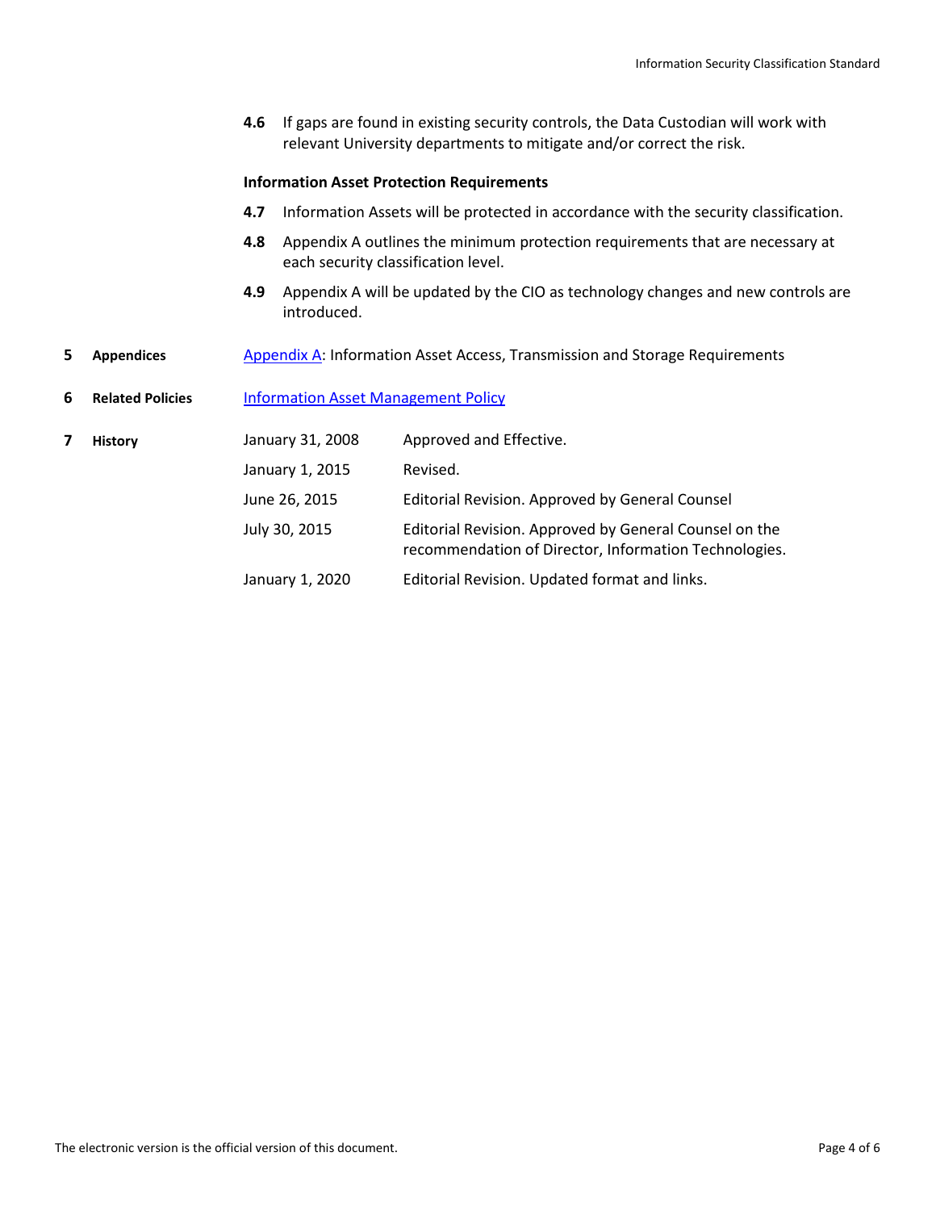**4.6** If gaps are found in existing security controls, the Data Custodian will work with relevant University departments to mitigate and/or correct the risk.

**Information Asset Protection Requirements**

**4.7** Information Assets will be protected in accordance with the security classification.

**4.8** Appendix A outlines the minimum protection requirements that are necessary at each security classification level.

**4.9** Appendix A will be updated by the CIO as technology changes and new controls are introduced.

## 5 Appendices

Appendix A: Information Asset Access, Transmission and Storage Requirements

## 6 Related Policies

Information Asset Management Policy

## 7 History

| Date | Description |
|---|---|
| January 31, 2008 | Approved and Effective. |
| January 1, 2015 | Revised. |
| June 26, 2015 | Editorial Revision. Approved by General Counsel |
| July 30, 2015 | Editorial Revision. Approved by General Counsel on the recommendation of Director, Information Technologies. |
| January 1, 2020 | Editorial Revision. Updated format and links. |

The electronic version is the official version of this document.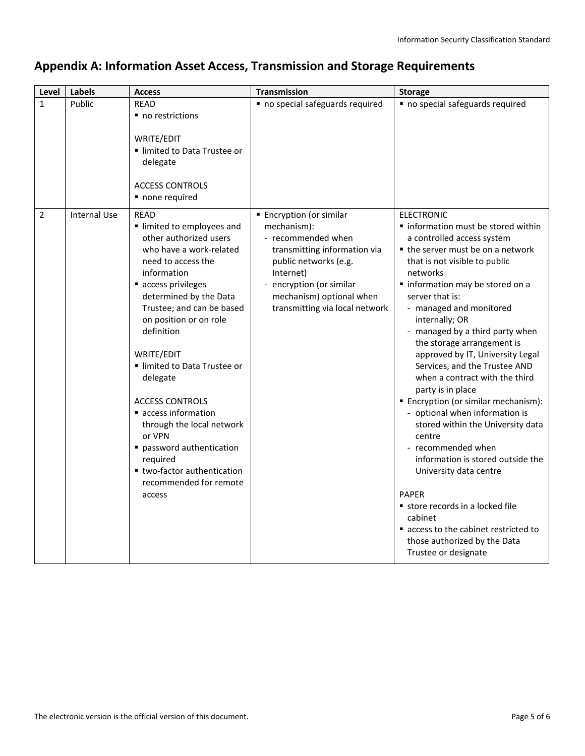## Appendix A: Information Asset Access, Transmission and Storage Requirements

| Level | Labels | Access | Transmission | Storage |
|---|---|---|---|---|
| 1 | Public | READ<br>▪ no restrictions<br><br>WRITE/EDIT<br>▪ limited to Data Trustee or delegate<br><br>ACCESS CONTROLS<br>▪ none required | ▪ no special safeguards required | ▪ no special safeguards required |
| 2 | Internal Use | READ<br>▪ limited to employees and other authorized users who have a work-related need to access the information<br>▪ access privileges determined by the Data Trustee; and can be based on position or on role definition<br><br>WRITE/EDIT<br>▪ limited to Data Trustee or delegate<br><br>ACCESS CONTROLS<br>▪ access information through the local network or VPN<br>▪ password authentication required<br>▪ two-factor authentication recommended for remote access | ▪ Encryption (or similar mechanism):<br>- recommended when transmitting information via public networks (e.g. Internet)<br>- encryption (or similar mechanism) optional when transmitting via local network | ELECTRONIC<br>▪ information must be stored within a controlled access system<br>▪ the server must be on a network that is not visible to public networks<br>▪ information may be stored on a server that is:<br>- managed and monitored internally; OR<br>- managed by a third party when the storage arrangement is approved by IT, University Legal Services, and the Trustee AND when a contract with the third party is in place<br>▪ Encryption (or similar mechanism):<br>- optional when information is stored within the University data centre<br>- recommended when information is stored outside the University data centre<br><br>PAPER<br>▪ store records in a locked file cabinet<br>▪ access to the cabinet restricted to those authorized by the Data Trustee or designate |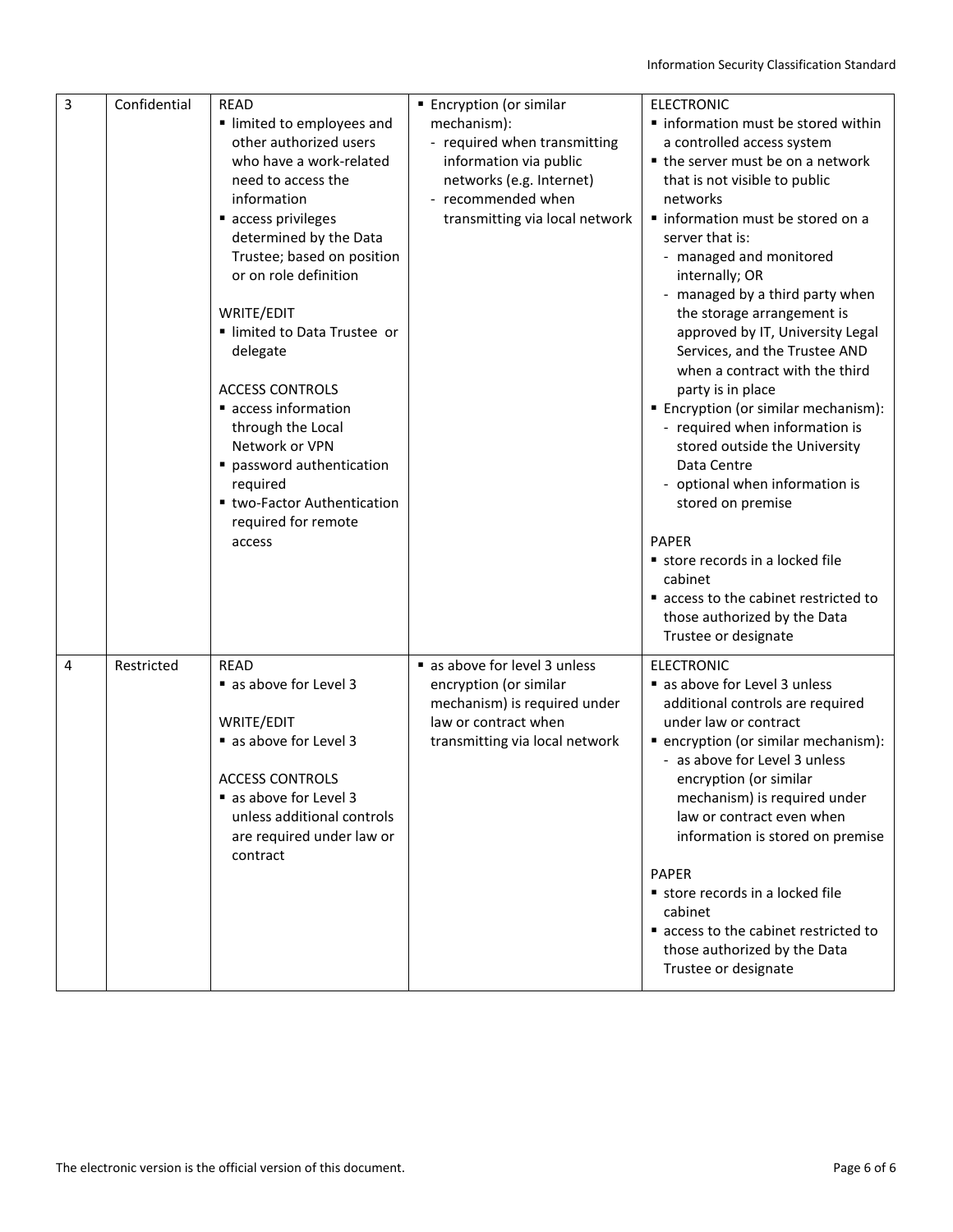| | | | | |
|---|---|---|---|---|
| 3 | Confidential | READ<br>▪ limited to employees and other authorized users who have a work-related need to access the information<br>▪ access privileges determined by the Data Trustee; based on position or on role definition<br><br>WRITE/EDIT<br>▪ limited to Data Trustee or delegate<br><br>ACCESS CONTROLS<br>▪ access information through the Local Network or VPN<br>▪ password authentication required<br>▪ two-Factor Authentication required for remote access | ▪ Encryption (or similar mechanism):<br>- required when transmitting information via public networks (e.g. Internet)<br>- recommended when transmitting via local network | ELECTRONIC<br>▪ information must be stored within a controlled access system<br>▪ the server must be on a network that is not visible to public networks<br>▪ information must be stored on a server that is:<br>- managed and monitored internally; OR<br>- managed by a third party when the storage arrangement is approved by IT, University Legal Services, and the Trustee AND when a contract with the third party is in place<br>▪ Encryption (or similar mechanism):<br>- required when information is stored outside the University Data Centre<br>- optional when information is stored on premise<br><br>PAPER<br>▪ store records in a locked file cabinet<br>▪ access to the cabinet restricted to those authorized by the Data Trustee or designate |
| 4 | Restricted | READ<br>▪ as above for Level 3<br><br>WRITE/EDIT<br>▪ as above for Level 3<br><br>ACCESS CONTROLS<br>▪ as above for Level 3 unless additional controls are required under law or contract | ▪ as above for level 3 unless encryption (or similar mechanism) is required under law or contract when transmitting via local network | ELECTRONIC<br>▪ as above for Level 3 unless additional controls are required under law or contract<br>▪ encryption (or similar mechanism):<br>- as above for Level 3 unless encryption (or similar mechanism) is required under law or contract even when information is stored on premise<br><br>PAPER<br>▪ store records in a locked file cabinet<br>▪ access to the cabinet restricted to those authorized by the Data Trustee or designate |

The electronic version is the official version of this document.